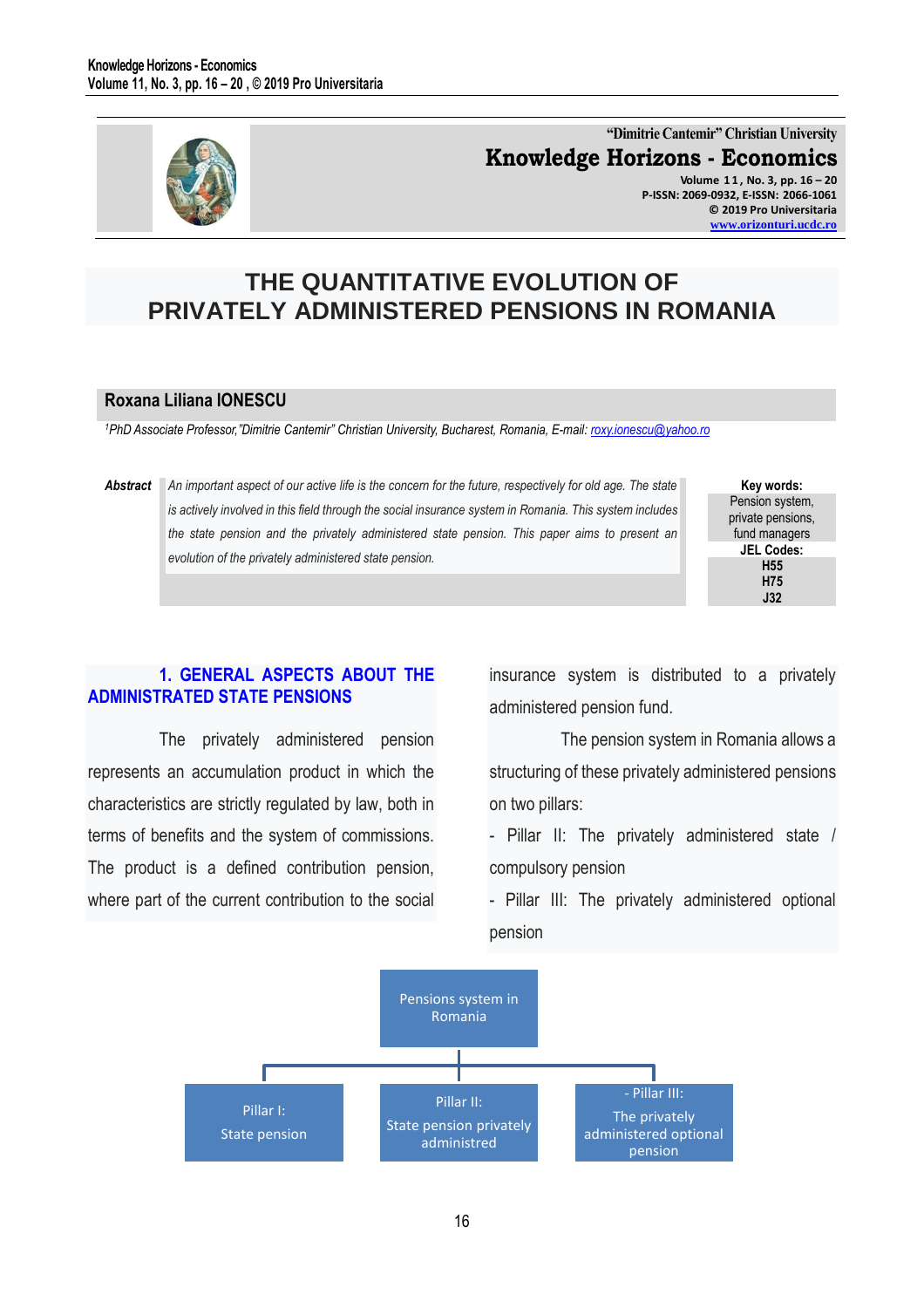"Dimitrie Cantemir" Christian University

**Knowledge Horizons - Economics**

Volume 11, No. 3, pp. 16 – 20
P-ISSN: 2069-0932, E-ISSN: 2066-1061
© 2019 Pro Universitaria
www.orizonturi.ucdc.ro

# THE QUANTITATIVE EVOLUTION OF PRIVATELY ADMINISTERED PENSIONS IN ROMANIA

**Roxana Liliana IONESCU**

[1]PhD Associate Professor,"Dimitrie Cantemir" Christian University, Bucharest, Romania, E-mail: roxy.ionescu@yahoo.ro

***Abstract*** *An important aspect of our active life is the concern for the future, respectively for old age. The state is actively involved in this field through the social insurance system in Romania. This system includes the state pension and the privately administered state pension. This paper aims to present an evolution of the privately administered state pension.*

**Key words:**
Pension system, private pensions, fund managers

**JEL Codes:**
**H55**
**H75**
**J32**

## 1. GENERAL ASPECTS ABOUT THE ADMINISTRATED STATE PENSIONS

The privately administered pension represents an accumulation product in which the characteristics are strictly regulated by law, both in terms of benefits and the system of commissions. The product is a defined contribution pension, where part of the current contribution to the social insurance system is distributed to a privately administered pension fund.

The pension system in Romania allows a structuring of these privately administered pensions on two pillars:

- Pillar II: The privately administered state / compulsory pension
- Pillar III: The privately administered optional pension

Pensions system in Romania
- Pillar I: State pension
- Pillar II: State pension privately administred
- Pillar III: The privately administered optional pension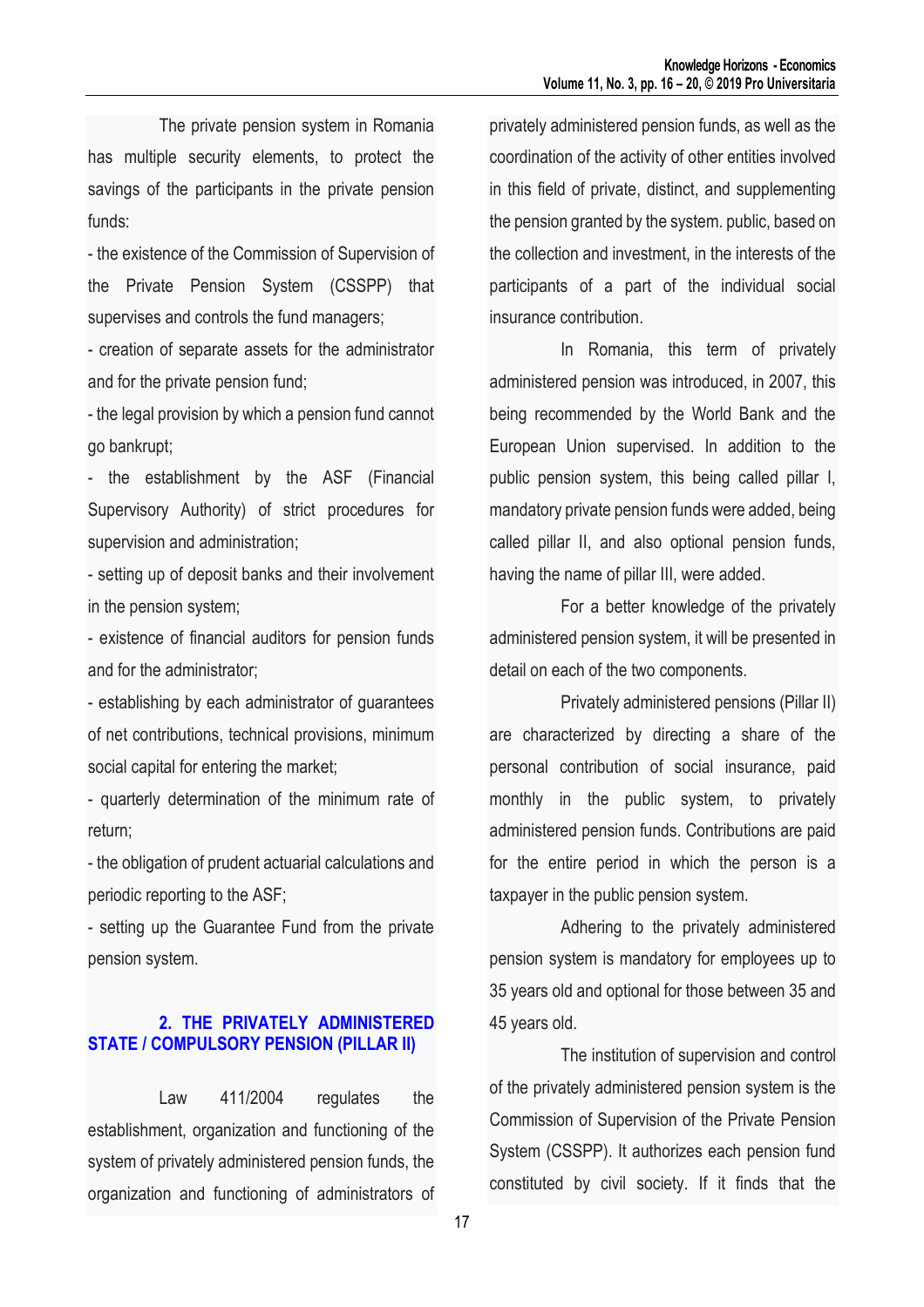The private pension system in Romania has multiple security elements, to protect the savings of the participants in the private pension funds:

- the existence of the Commission of Supervision of the Private Pension System (CSSPP) that supervises and controls the fund managers;
- creation of separate assets for the administrator and for the private pension fund;
- the legal provision by which a pension fund cannot go bankrupt;
- the establishment by the ASF (Financial Supervisory Authority) of strict procedures for supervision and administration;
- setting up of deposit banks and their involvement in the pension system;
- existence of financial auditors for pension funds and for the administrator;
- establishing by each administrator of guarantees of net contributions, technical provisions, minimum social capital for entering the market;
- quarterly determination of the minimum rate of return;
- the obligation of prudent actuarial calculations and periodic reporting to the ASF;
- setting up the Guarantee Fund from the private pension system.

## 2. THE PRIVATELY ADMINISTERED STATE / COMPULSORY PENSION (PILLAR II)

Law 411/2004 regulates the establishment, organization and functioning of the system of privately administered pension funds, the organization and functioning of administrators of privately administered pension funds, as well as the coordination of the activity of other entities involved in this field of private, distinct, and supplementing the pension granted by the system. public, based on the collection and investment, in the interests of the participants of a part of the individual social insurance contribution.

In Romania, this term of privately administered pension was introduced, in 2007, this being recommended by the World Bank and the European Union supervised. In addition to the public pension system, this being called pillar I, mandatory private pension funds were added, being called pillar II, and also optional pension funds, having the name of pillar III, were added.

For a better knowledge of the privately administered pension system, it will be presented in detail on each of the two components.

Privately administered pensions (Pillar II) are characterized by directing a share of the personal contribution of social insurance, paid monthly in the public system, to privately administered pension funds. Contributions are paid for the entire period in which the person is a taxpayer in the public pension system.

Adhering to the privately administered pension system is mandatory for employees up to 35 years old and optional for those between 35 and 45 years old.

The institution of supervision and control of the privately administered pension system is the Commission of Supervision of the Private Pension System (CSSPP). It authorizes each pension fund constituted by civil society. If it finds that the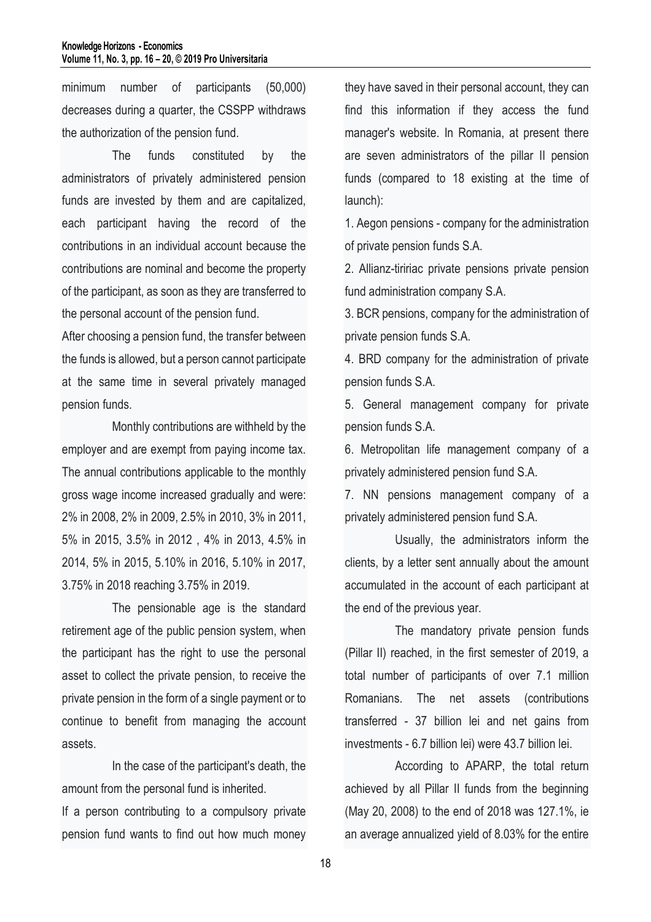minimum number of participants (50,000) decreases during a quarter, the CSSPP withdraws the authorization of the pension fund.

The funds constituted by the administrators of privately administered pension funds are invested by them and are capitalized, each participant having the record of the contributions in an individual account because the contributions are nominal and become the property of the participant, as soon as they are transferred to the personal account of the pension fund.

After choosing a pension fund, the transfer between the funds is allowed, but a person cannot participate at the same time in several privately managed pension funds.

Monthly contributions are withheld by the employer and are exempt from paying income tax. The annual contributions applicable to the monthly gross wage income increased gradually and were: 2% in 2008, 2% in 2009, 2.5% in 2010, 3% in 2011, 5% in 2015, 3.5% in 2012 , 4% in 2013, 4.5% in 2014, 5% in 2015, 5.10% in 2016, 5.10% in 2017, 3.75% in 2018 reaching 3.75% in 2019.

The pensionable age is the standard retirement age of the public pension system, when the participant has the right to use the personal asset to collect the private pension, to receive the private pension in the form of a single payment or to continue to benefit from managing the account assets.

In the case of the participant's death, the amount from the personal fund is inherited.

If a person contributing to a compulsory private pension fund wants to find out how much money they have saved in their personal account, they can find this information if they access the fund manager's website. In Romania, at present there are seven administrators of the pillar II pension funds (compared to 18 existing at the time of launch):

1. Aegon pensions - company for the administration of private pension funds S.A.
2. Allianz-tiririac private pensions private pension fund administration company S.A.
3. BCR pensions, company for the administration of private pension funds S.A.
4. BRD company for the administration of private pension funds S.A.
5. General management company for private pension funds S.A.
6. Metropolitan life management company of a privately administered pension fund S.A.
7. NN pensions management company of a privately administered pension fund S.A.

Usually, the administrators inform the clients, by a letter sent annually about the amount accumulated in the account of each participant at the end of the previous year.

The mandatory private pension funds (Pillar II) reached, in the first semester of 2019, a total number of participants of over 7.1 million Romanians. The net assets (contributions transferred - 37 billion lei and net gains from investments - 6.7 billion lei) were 43.7 billion lei.

According to APARP, the total return achieved by all Pillar II funds from the beginning (May 20, 2008) to the end of 2018 was 127.1%, ie an average annualized yield of 8.03% for the entire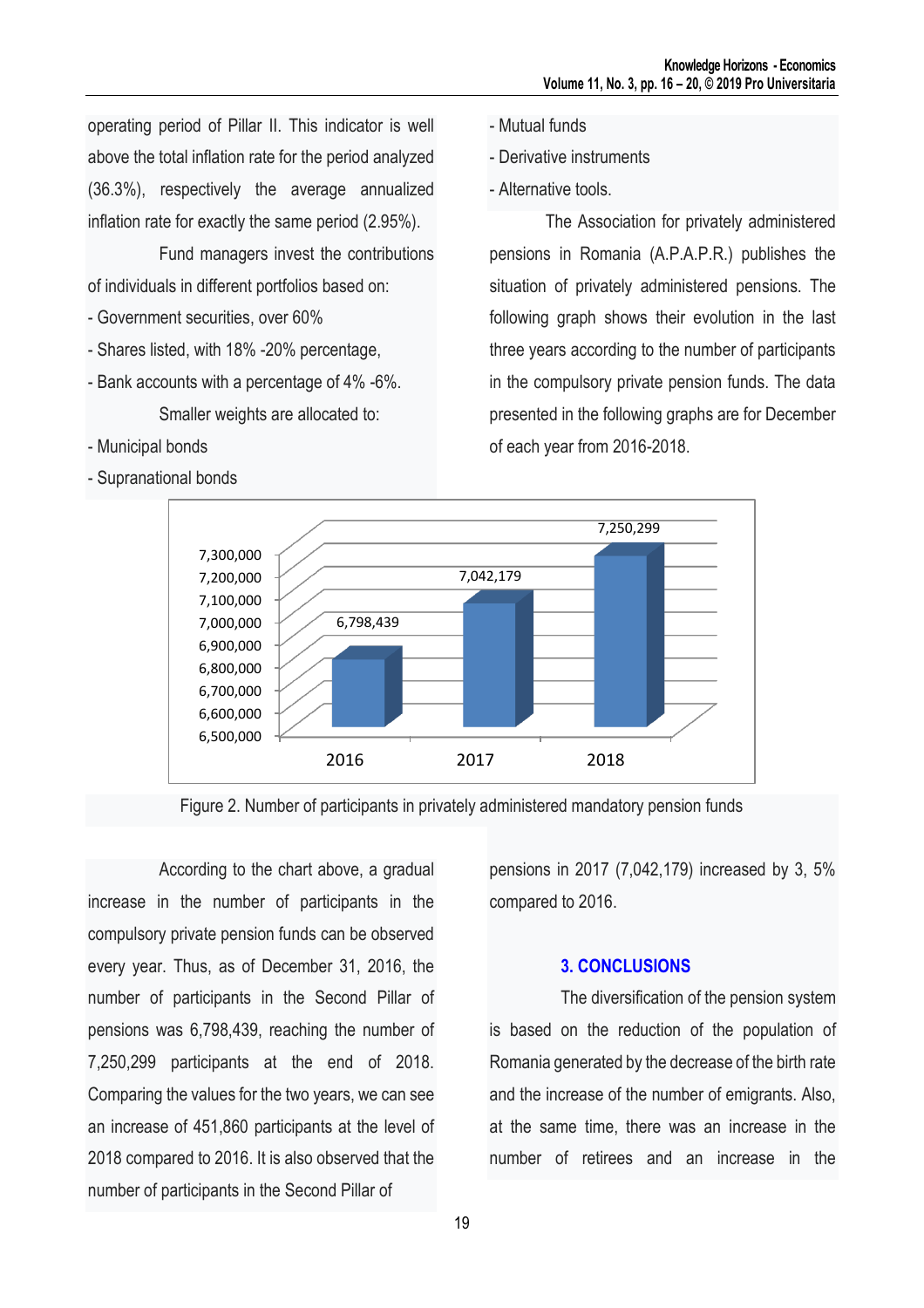operating period of Pillar II. This indicator is well above the total inflation rate for the period analyzed (36.3%), respectively the average annualized inflation rate for exactly the same period (2.95%).

Fund managers invest the contributions of individuals in different portfolios based on:

- Government securities, over 60%
- Shares listed, with 18% -20% percentage,
- Bank accounts with a percentage of 4% -6%.

Smaller weights are allocated to:

- Municipal bonds
- Supranational bonds
- Mutual funds
- Derivative instruments
- Alternative tools.

The Association for privately administered pensions in Romania (A.P.A.P.R.) publishes the situation of privately administered pensions. The following graph shows their evolution in the last three years according to the number of participants in the compulsory private pension funds. The data presented in the following graphs are for December of each year from 2016-2018.

| Year | Number of participants |
| --- | --- |
| 2016 | 6,798,439 |
| 2017 | 7,042,179 |
| 2018 | 7,250,299 |

Figure 2. Number of participants in privately administered mandatory pension funds

According to the chart above, a gradual increase in the number of participants in the compulsory private pension funds can be observed every year. Thus, as of December 31, 2016, the number of participants in the Second Pillar of pensions was 6,798,439, reaching the number of 7,250,299 participants at the end of 2018. Comparing the values for the two years, we can see an increase of 451,860 participants at the level of 2018 compared to 2016. It is also observed that the number of participants in the Second Pillar of pensions in 2017 (7,042,179) increased by 3, 5% compared to 2016.

## 3. CONCLUSIONS

The diversification of the pension system is based on the reduction of the population of Romania generated by the decrease of the birth rate and the increase of the number of emigrants. Also, at the same time, there was an increase in the number of retirees and an increase in the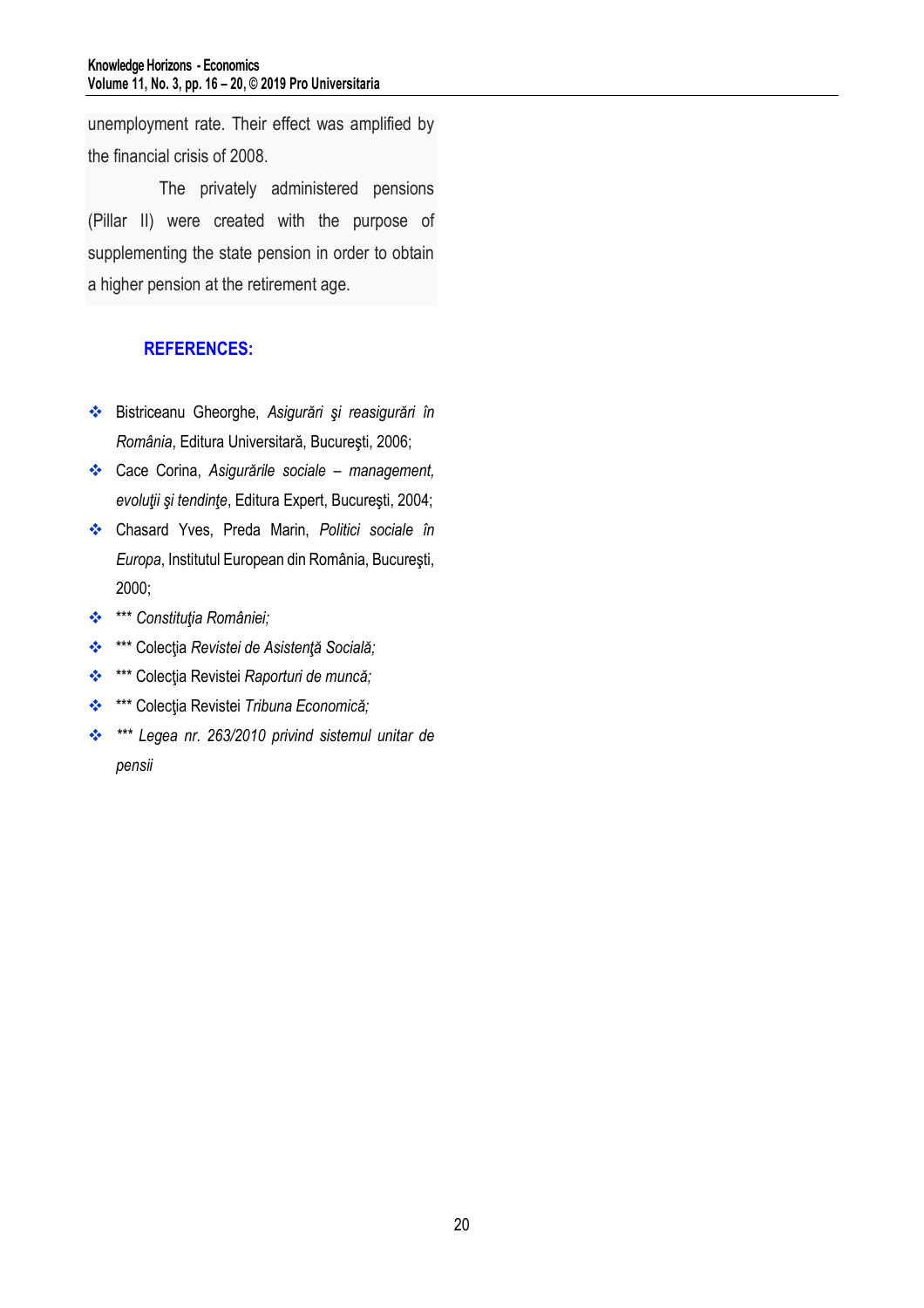unemployment rate. Their effect was amplified by the financial crisis of 2008.

The privately administered pensions (Pillar II) were created with the purpose of supplementing the state pension in order to obtain a higher pension at the retirement age.

## REFERENCES:

- Bistriceanu Gheorghe, *Asigurări şi reasigurări în România*, Editura Universitară, Bucureşti, 2006;
- Cace Corina, *Asigurările sociale – management, evoluţii şi tendinţe*, Editura Expert, Bucureşti, 2004;
- Chasard Yves, Preda Marin, *Politici sociale în Europa*, Institutul European din România, Bucureşti, 2000;
- *** *Constituţia României;*
- *** Colecţia *Revistei de Asistenţă Socială;*
- *** Colecţia Revistei *Raporturi de muncă;*
- *** Colecţia Revistei *Tribuna Economică;*
- *\*\*\* Legea nr. 263/2010 privind sistemul unitar de pensii*